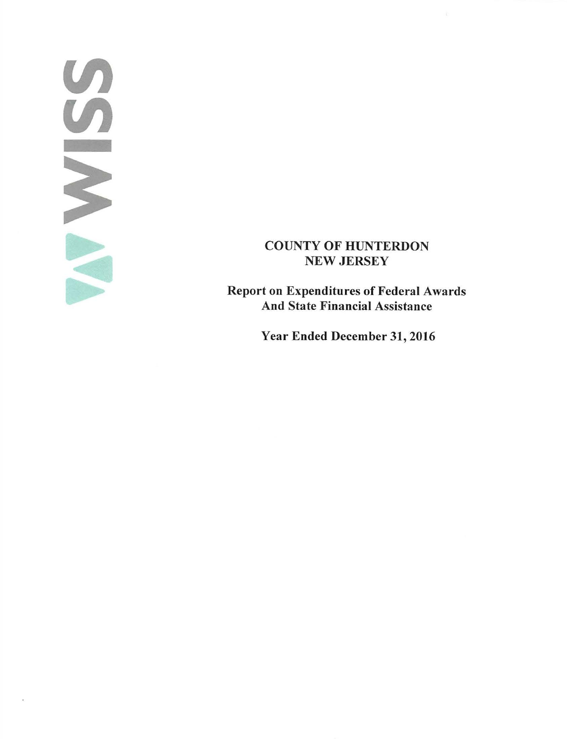WISS

# COUNTY OF HUNTERDON
# NEW JERSEY

## Report on Expenditures of Federal Awards And State Financial Assistance

### Year Ended December 31, 2016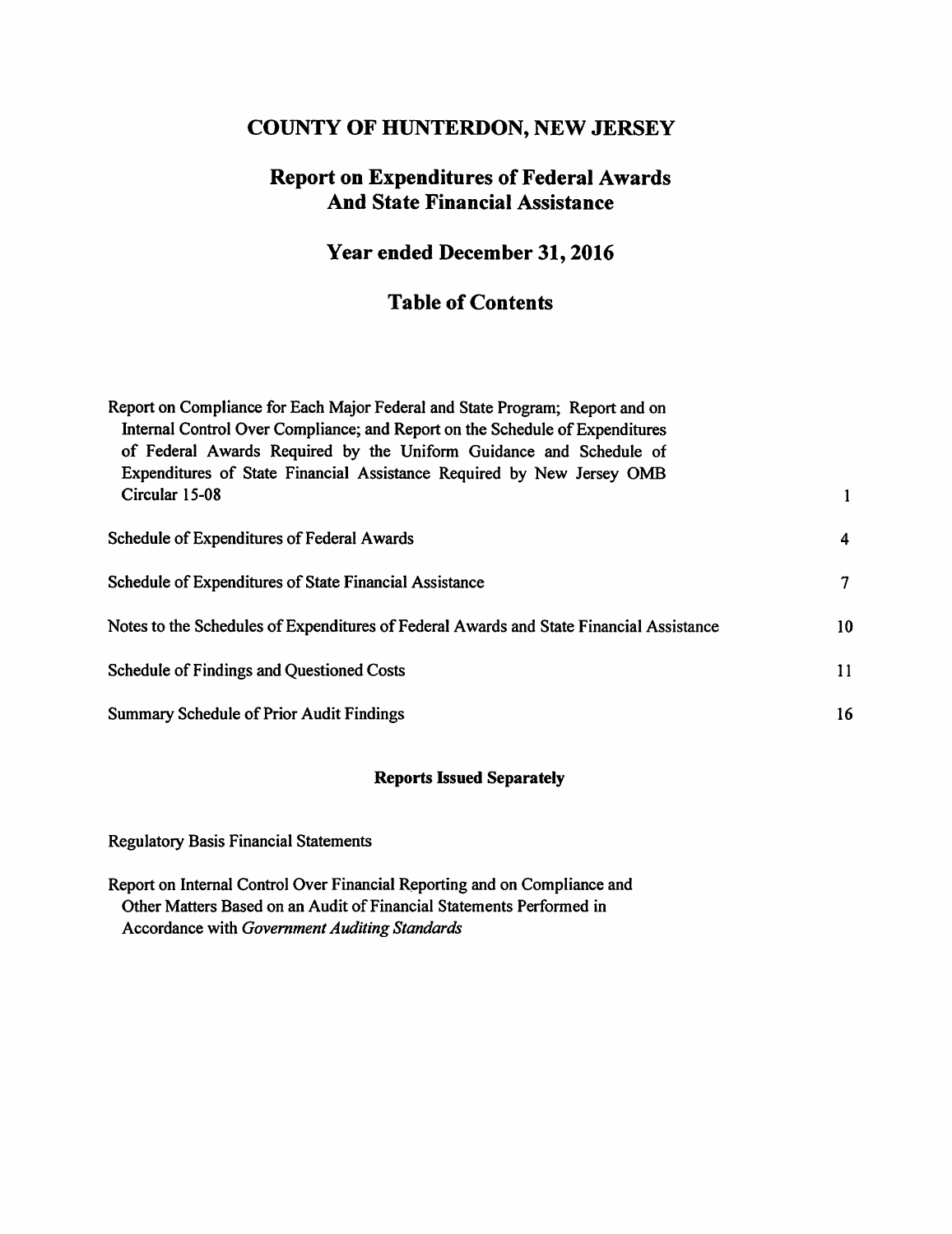# COUNTY OF HUNTERDON, NEW JERSEY

## Report on Expenditures of Federal Awards And State Financial Assistance

## Year ended December 31, 2016

## Table of Contents

| | |
|---|---|
| Report on Compliance for Each Major Federal and State Program; Report and on Internal Control Over Compliance; and Report on the Schedule of Expenditures of Federal Awards Required by the Uniform Guidance and Schedule of Expenditures of State Financial Assistance Required by New Jersey OMB Circular 15-08 | 1 |
| Schedule of Expenditures of Federal Awards | 4 |
| Schedule of Expenditures of State Financial Assistance | 7 |
| Notes to the Schedules of Expenditures of Federal Awards and State Financial Assistance | 10 |
| Schedule of Findings and Questioned Costs | 11 |
| Summary Schedule of Prior Audit Findings | 16 |

**Reports Issued Separately**

Regulatory Basis Financial Statements

Report on Internal Control Over Financial Reporting and on Compliance and Other Matters Based on an Audit of Financial Statements Performed in Accordance with *Government Auditing Standards*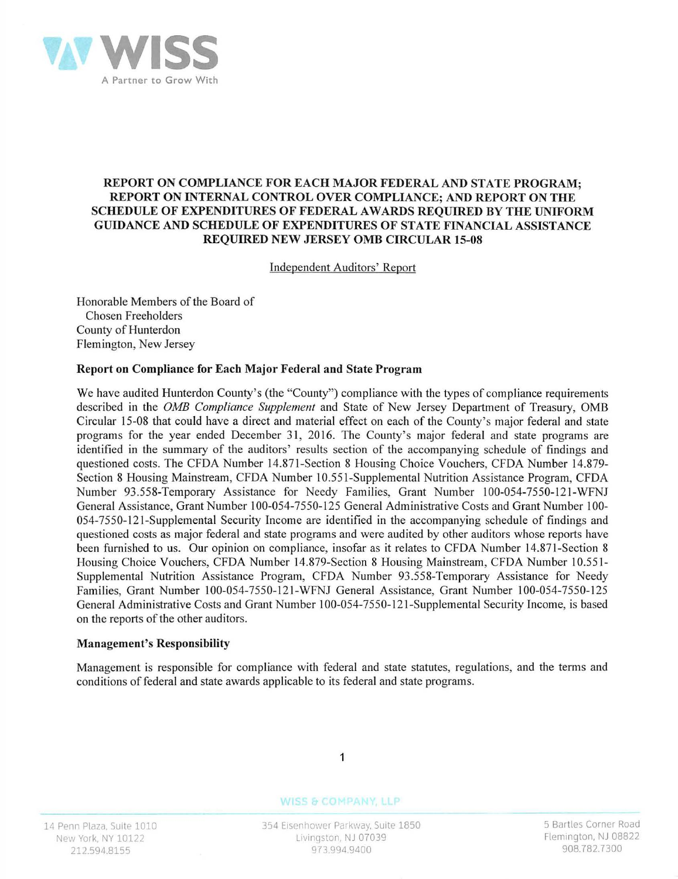**REPORT ON COMPLIANCE FOR EACH MAJOR FEDERAL AND STATE PROGRAM; REPORT ON INTERNAL CONTROL OVER COMPLIANCE; AND REPORT ON THE SCHEDULE OF EXPENDITURES OF FEDERAL AWARDS REQUIRED BY THE UNIFORM GUIDANCE AND SCHEDULE OF EXPENDITURES OF STATE FINANCIAL ASSISTANCE REQUIRED NEW JERSEY OMB CIRCULAR 15-08**

Independent Auditors' Report

Honorable Members of the Board of
Chosen Freeholders
County of Hunterdon
Flemington, New Jersey

## Report on Compliance for Each Major Federal and State Program

We have audited Hunterdon County's (the "County") compliance with the types of compliance requirements described in the *OMB Compliance Supplement* and State of New Jersey Department of Treasury, OMB Circular 15-08 that could have a direct and material effect on each of the County's major federal and state programs for the year ended December 31, 2016. The County's major federal and state programs are identified in the summary of the auditors' results section of the accompanying schedule of findings and questioned costs. The CFDA Number 14.871-Section 8 Housing Choice Vouchers, CFDA Number 14.879-Section 8 Housing Mainstream, CFDA Number 10.551-Supplemental Nutrition Assistance Program, CFDA Number 93.558-Temporary Assistance for Needy Families, Grant Number 100-054-7550-121-WFNJ General Assistance, Grant Number 100-054-7550-125 General Administrative Costs and Grant Number 100-054-7550-121-Supplemental Security Income are identified in the accompanying schedule of findings and questioned costs as major federal and state programs and were audited by other auditors whose reports have been furnished to us. Our opinion on compliance, insofar as it relates to CFDA Number 14.871-Section 8 Housing Choice Vouchers, CFDA Number 14.879-Section 8 Housing Mainstream, CFDA Number 10.551-Supplemental Nutrition Assistance Program, CFDA Number 93.558-Temporary Assistance for Needy Families, Grant Number 100-054-7550-121-WFNJ General Assistance, Grant Number 100-054-7550-125 General Administrative Costs and Grant Number 100-054-7550-121-Supplemental Security Income, is based on the reports of the other auditors.

## Management's Responsibility

Management is responsible for compliance with federal and state statutes, regulations, and the terms and conditions of federal and state awards applicable to its federal and state programs.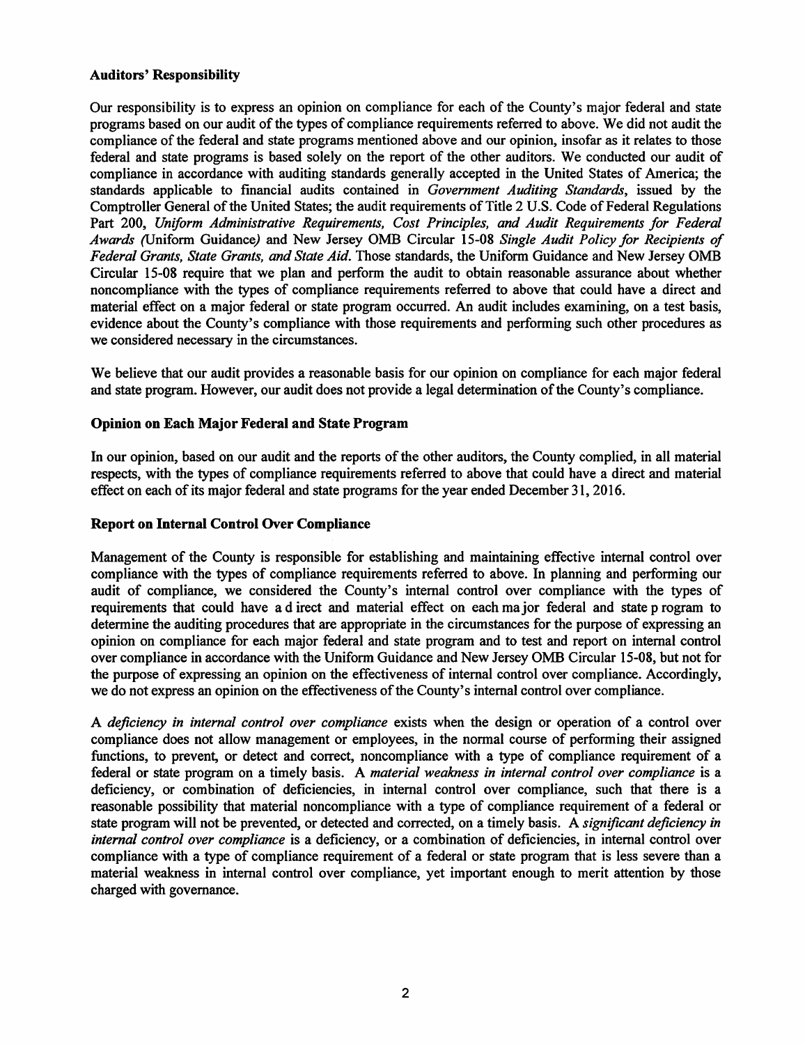### Auditors' Responsibility

Our responsibility is to express an opinion on compliance for each of the County's major federal and state programs based on our audit of the types of compliance requirements referred to above. We did not audit the compliance of the federal and state programs mentioned above and our opinion, insofar as it relates to those federal and state programs is based solely on the report of the other auditors. We conducted our audit of compliance in accordance with auditing standards generally accepted in the United States of America; the standards applicable to financial audits contained in *Government Auditing Standards*, issued by the Comptroller General of the United States; the audit requirements of Title 2 U.S. Code of Federal Regulations Part 200, *Uniform Administrative Requirements, Cost Principles, and Audit Requirements for Federal Awards (*Uniform Guidance*)* and New Jersey OMB Circular 15-08 *Single Audit Policy for Recipients of Federal Grants, State Grants, and State Aid.* Those standards, the Uniform Guidance and New Jersey OMB Circular 15-08 require that we plan and perform the audit to obtain reasonable assurance about whether noncompliance with the types of compliance requirements referred to above that could have a direct and material effect on a major federal or state program occurred. An audit includes examining, on a test basis, evidence about the County's compliance with those requirements and performing such other procedures as we considered necessary in the circumstances.

We believe that our audit provides a reasonable basis for our opinion on compliance for each major federal and state program. However, our audit does not provide a legal determination of the County's compliance.

### Opinion on Each Major Federal and State Program

In our opinion, based on our audit and the reports of the other auditors, the County complied, in all material respects, with the types of compliance requirements referred to above that could have a direct and material effect on each of its major federal and state programs for the year ended December 31, 2016.

### Report on Internal Control Over Compliance

Management of the County is responsible for establishing and maintaining effective internal control over compliance with the types of compliance requirements referred to above. In planning and performing our audit of compliance, we considered the County's internal control over compliance with the types of requirements that could have a direct and material effect on each major federal and state program to determine the auditing procedures that are appropriate in the circumstances for the purpose of expressing an opinion on compliance for each major federal and state program and to test and report on internal control over compliance in accordance with the Uniform Guidance and New Jersey OMB Circular 15-08, but not for the purpose of expressing an opinion on the effectiveness of internal control over compliance. Accordingly, we do not express an opinion on the effectiveness of the County's internal control over compliance.

A *deficiency in internal control over compliance* exists when the design or operation of a control over compliance does not allow management or employees, in the normal course of performing their assigned functions, to prevent, or detect and correct, noncompliance with a type of compliance requirement of a federal or state program on a timely basis. A *material weakness in internal control over compliance* is a deficiency, or combination of deficiencies, in internal control over compliance, such that there is a reasonable possibility that material noncompliance with a type of compliance requirement of a federal or state program will not be prevented, or detected and corrected, on a timely basis. A *significant deficiency in internal control over compliance* is a deficiency, or a combination of deficiencies, in internal control over compliance with a type of compliance requirement of a federal or state program that is less severe than a material weakness in internal control over compliance, yet important enough to merit attention by those charged with governance.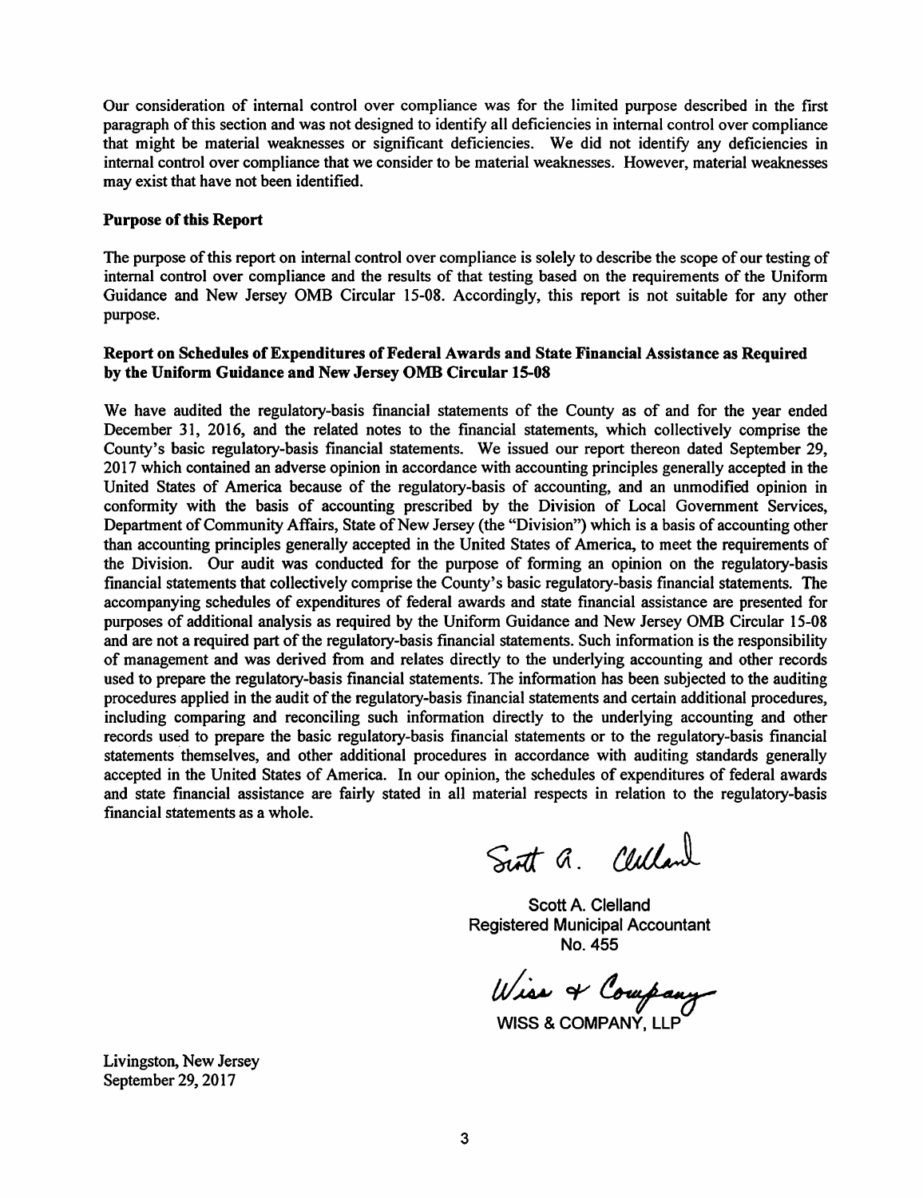Our consideration of internal control over compliance was for the limited purpose described in the first paragraph of this section and was not designed to identify all deficiencies in internal control over compliance that might be material weaknesses or significant deficiencies. We did not identify any deficiencies in internal control over compliance that we consider to be material weaknesses. However, material weaknesses may exist that have not been identified.

**Purpose of this Report**

The purpose of this report on internal control over compliance is solely to describe the scope of our testing of internal control over compliance and the results of that testing based on the requirements of the Uniform Guidance and New Jersey OMB Circular 15-08. Accordingly, this report is not suitable for any other purpose.

**Report on Schedules of Expenditures of Federal Awards and State Financial Assistance as Required by the Uniform Guidance and New Jersey OMB Circular 15-08**

We have audited the regulatory-basis financial statements of the County as of and for the year ended December 31, 2016, and the related notes to the financial statements, which collectively comprise the County's basic regulatory-basis financial statements. We issued our report thereon dated September 29, 2017 which contained an adverse opinion in accordance with accounting principles generally accepted in the United States of America because of the regulatory-basis of accounting, and an unmodified opinion in conformity with the basis of accounting prescribed by the Division of Local Government Services, Department of Community Affairs, State of New Jersey (the "Division") which is a basis of accounting other than accounting principles generally accepted in the United States of America, to meet the requirements of the Division. Our audit was conducted for the purpose of forming an opinion on the regulatory-basis financial statements that collectively comprise the County's basic regulatory-basis financial statements. The accompanying schedules of expenditures of federal awards and state financial assistance are presented for purposes of additional analysis as required by the Uniform Guidance and New Jersey OMB Circular 15-08 and are not a required part of the regulatory-basis financial statements. Such information is the responsibility of management and was derived from and relates directly to the underlying accounting and other records used to prepare the regulatory-basis financial statements. The information has been subjected to the auditing procedures applied in the audit of the regulatory-basis financial statements and certain additional procedures, including comparing and reconciling such information directly to the underlying accounting and other records used to prepare the basic regulatory-basis financial statements or to the regulatory-basis financial statements themselves, and other additional procedures in accordance with auditing standards generally accepted in the United States of America. In our opinion, the schedules of expenditures of federal awards and state financial assistance are fairly stated in all material respects in relation to the regulatory-basis financial statements as a whole.

Scott A. Clelland
Registered Municipal Accountant
No. 455

WISS & COMPANY, LLP

Livingston, New Jersey
September 29, 2017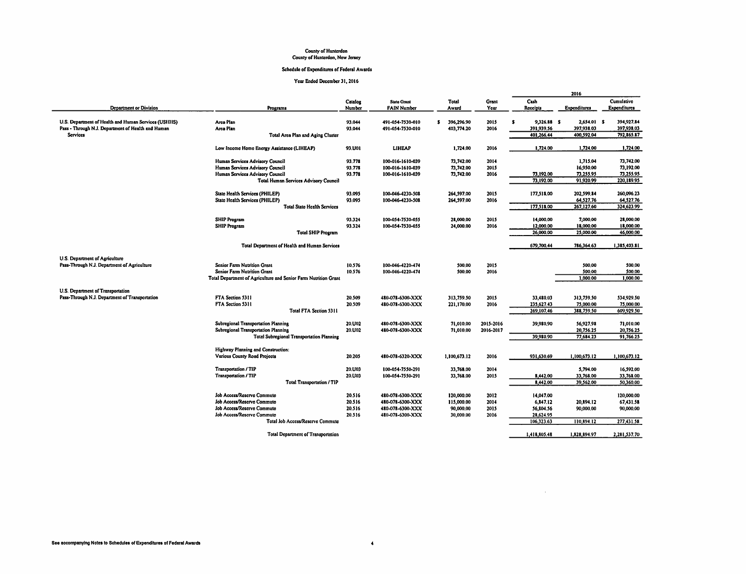County of Hunterdon
County of Hunterdon, New Jersey

Schedule of Expenditures of Federal Awards

Year Ended December 31, 2016

| Department or Division | Programs | Catalog Number | State Grant FAIN Number | Total Award | Grant Year | 2016 Cash Receipts | 2016 Expenditures | 2016 Cumulative Expenditures |
|---|---|---|---|---|---|---|---|---|
| U.S. Department of Health and Human Services (USHHS) | Area Plan | 93.044 | 491-054-7530-010 | $ 396,296.90 | 2015 | $ 9,326.88 | $ 2,654.01 | $ 394,927.84 |
| Pass - Through N.J. Department of Health and Human Services | Area Plan | 93.044 | 491-054-7530-010 | 403,774.20 | 2016 | 391,939.56 | 397,938.03 | 397,938.03 |
| | Total Area Plan and Aging Cluster | | | | | 401,266.44 | 400,592.04 | 792,865.87 |
| | Low Income Home Energy Assistance (LIHEAP) | 93.U01 | LIHEAP | 1,724.00 | 2016 | 1,724.00 | 1,724.00 | 1,724.00 |
| | Human Services Advisory Council | 93.778 | 100-016-1610-039 | 73,742.00 | 2014 | | 1,715.04 | 73,742.00 |
| | Human Services Advisory Council | 93.778 | 100-016-1610-039 | 73,742.00 | 2015 | | 16,950.00 | 73,192.00 |
| | Human Services Advisory Council | 93.778 | 100-016-1610-039 | 73,742.00 | 2016 | 73,192.00 | 73,255.95 | 73,255.95 |
| | Total Human Services Advisory Council | | | | | 73,192.00 | 91,920.99 | 220,189.95 |
| | State Health Services (PHILEP) | 93.095 | 100-046-4230-508 | 264,597.00 | 2015 | 177,518.00 | 202,599.84 | 260,096.23 |
| | State Health Services (PHILEP) | 93.095 | 100-046-4230-508 | 264,597.00 | 2016 | | 64,527.76 | 64,527.76 |
| | Total State Health Services | | | | | 177,518.00 | 267,127.60 | 324,623.99 |
| | SHIP Program | 93.324 | 100-054-7530-055 | 28,000.00 | 2015 | 14,000.00 | 7,000.00 | 28,000.00 |
| | SHIP Program | 93.324 | 100-054-7530-055 | 24,000.00 | 2016 | 12,000.00 | 18,000.00 | 18,000.00 |
| | Total SHIP Program | | | | | 26,000.00 | 25,000.00 | 46,000.00 |
| | Total Department of Health and Human Services | | | | | 679,700.44 | 786,364.63 | 1,385,403.81 |
| U.S. Department of Agriculture | | | | | | | | |
| Pass-Through N.J. Department of Agriculture | Senior Farm Nutrition Grant | 10.576 | 100-046-4220-474 | 500.00 | 2015 | | 500.00 | 500.00 |
| | Senior Farm Nutrition Grant | 10.576 | 100-046-4220-474 | 500.00 | 2016 | | 500.00 | 500.00 |
| | Total Department of Agriculture and Senior Farm Nutrition Grant | | | | | | 1,000.00 | 1,000.00 |
| U.S. Department of Transportation | | | | | | | | |
| Pass-Through N.J. Department of Transportation | FTA Section 5311 | 20.509 | 480-078-6300-XXX | 313,759.50 | 2015 | 33,480.03 | 313,759.50 | 534,929.50 |
| | FTA Section 5311 | 20.509 | 480-078-6300-XXX | 221,170.00 | 2016 | 235,627.43 | 75,000.00 | 75,000.00 |
| | Total FTA Section 5311 | | | | | 269,107.46 | 388,759.50 | 609,929.50 |
| | Subregional Transportation Planning | 20.U02 | 480-078-6300-XXX | 71,010.00 | 2015-2016 | 39,980.90 | 56,927.98 | 71,010.00 |
| | Subregional Transportation Planning | 20.U02 | 480-078-6300-XXX | 71,010.00 | 2016-2017 | | 20,756.25 | 20,756.25 |
| | Total Subregional Transportation Planning | | | | | 39,980.90 | 77,684.23 | 91,766.25 |
| | Highway Planning and Construction: | | | | | | | |
| | Various County Road Projects | 20.205 | 480-078-6320-XXX | 1,100,673.12 | 2016 | 931,630.69 | 1,100,673.12 | 1,100,673.12 |
| | Transportation / TIP | 20.U03 | 100-054-7550-291 | 33,768.00 | 2014 | | 5,794.00 | 16,592.00 |
| | Transportation / TIP | 20.U03 | 100-054-7550-291 | 33,768.00 | 2015 | 8,442.00 | 33,768.00 | 33,768.00 |
| | Total Transportation / TIP | | | | | 8,442.00 | 39,562.00 | 50,360.00 |
| | Job Access/Reserve Commute | 20.516 | 480-078-6300-XXX | 120,000.00 | 2012 | 14,047.00 | | 120,000.00 |
| | Job Access/Reserve Commute | 20.516 | 480-078-6300-XXX | 115,000.00 | 2014 | 6,847.12 | 20,894.12 | 67,431.58 |
| | Job Access/Reserve Commute | 20.516 | 480-078-6300-XXX | 90,000.00 | 2015 | 56,804.56 | 90,000.00 | 90,000.00 |
| | Job Access/Reserve Commute | 20.516 | 480-078-6300-XXX | 30,000.00 | 2016 | 28,624.95 | | |
| | Total Job Access/Reserve Commute | | | | | 106,323.63 | 110,894.12 | 277,431.58 |
| | Total Department of Transportation | | | | | 1,418,805.48 | 1,828,894.97 | 2,281,537.70 |

See accompanying Notes to Schedules of Expenditures of Federal Awards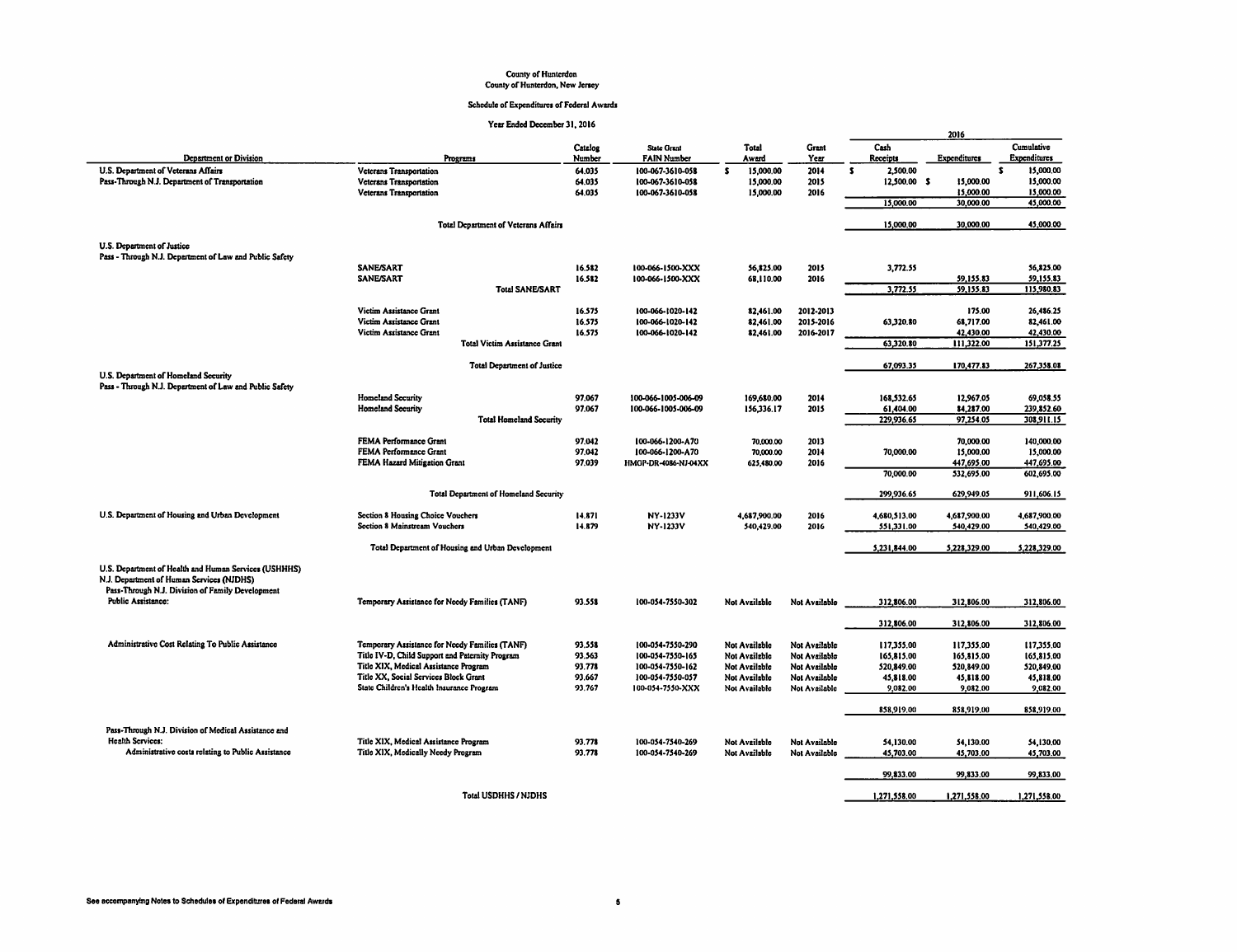County of Hunterdon
County of Hunterdon, New Jersey

Schedule of Expenditures of Federal Awards

Year Ended December 31, 2016

| Department or Division | Programs | Catalog Number | State Grant FAIN Number | Total Award | Grant Year | 2016 Cash Receipts | 2016 Expenditures | 2016 Cumulative Expenditures |
|---|---|---|---|---|---|---|---|---|
| U.S. Department of Veterans Affairs | Veterans Transportation | 64.035 | 100-067-3610-058 | $ 15,000.00 | 2014 | $ 2,500.00 | | $ 15,000.00 |
| Pass-Through N.J. Department of Transportation | Veterans Transportation | 64.035 | 100-067-3610-058 | 15,000.00 | 2015 | 12,500.00 | $ 15,000.00 | 15,000.00 |
| | Veterans Transportation | 64.035 | 100-067-3610-058 | 15,000.00 | 2016 | | 15,000.00 | 15,000.00 |
| | | | | | | 15,000.00 | 30,000.00 | 45,000.00 |
| | Total Department of Veterans Affairs | | | | | 15,000.00 | 30,000.00 | 45,000.00 |
| U.S. Department of Justice | | | | | | | | |
| Pass - Through N.J. Department of Law and Public Safety | | | | | | | | |
| | SANE/SART | 16.582 | 100-066-1500-XXX | 56,825.00 | 2015 | 3,772.55 | | 56,825.00 |
| | SANE/SART | 16.582 | 100-066-1500-XXX | 68,110.00 | 2016 | | 59,155.83 | 59,155.83 |
| | Total SANE/SART | | | | | 3,772.55 | 59,155.83 | 115,980.83 |
| | Victim Assistance Grant | 16.575 | 100-066-1020-142 | 82,461.00 | 2012-2013 | | 175.00 | 26,486.25 |
| | Victim Assistance Grant | 16.575 | 100-066-1020-142 | 82,461.00 | 2015-2016 | 63,320.80 | 68,717.00 | 82,461.00 |
| | Victim Assistance Grant | 16.575 | 100-066-1020-142 | 82,461.00 | 2016-2017 | | 42,430.00 | 42,430.00 |
| | Total Victim Assistance Grant | | | | | 63,320.80 | 111,322.00 | 151,377.25 |
| | Total Department of Justice | | | | | 67,093.35 | 170,477.83 | 267,358.08 |
| U.S. Department of Homeland Security | | | | | | | | |
| Pass - Through N.J. Department of Law and Public Safety | | | | | | | | |
| | Homeland Security | 97.067 | 100-066-1005-006-09 | 169,680.00 | 2014 | 168,532.65 | 12,967.05 | 69,058.55 |
| | Homeland Security | 97.067 | 100-066-1005-006-09 | 156,336.17 | 2015 | 61,404.00 | 84,287.00 | 239,852.60 |
| | Total Homeland Security | | | | | 229,936.65 | 97,254.05 | 308,911.15 |
| | FEMA Performance Grant | 97.042 | 100-066-1200-A70 | 70,000.00 | 2013 | | 70,000.00 | 140,000.00 |
| | FEMA Performance Grant | 97.042 | 100-066-1200-A70 | 70,000.00 | 2014 | 70,000.00 | 15,000.00 | 15,000.00 |
| | FEMA Hazard Mitigation Grant | 97.039 | HMGP-DR-4086-NJ-04XX | 625,480.00 | 2016 | | 447,695.00 | 447,695.00 |
| | | | | | | 70,000.00 | 532,695.00 | 602,695.00 |
| | Total Department of Homeland Security | | | | | 299,936.65 | 629,949.05 | 911,606.15 |
| U.S. Department of Housing and Urban Development | Section 8 Housing Choice Vouchers | 14.871 | NY-1233V | 4,687,900.00 | 2016 | 4,680,513.00 | 4,687,900.00 | 4,687,900.00 |
| | Section 8 Mainstream Vouchers | 14.879 | NY-1233V | 540,429.00 | 2016 | 551,331.00 | 540,429.00 | 540,429.00 |
| | Total Department of Housing and Urban Development | | | | | 5,231,844.00 | 5,228,329.00 | 5,228,329.00 |
| U.S. Department of Health and Human Services (USHHHS) | | | | | | | | |
| N.J. Department of Human Services (NJDHS) | | | | | | | | |
| Pass-Through N.J. Division of Family Development | | | | | | | | |
| Public Assistance: | Temporary Assistance for Needy Families (TANF) | 93.558 | 100-054-7550-302 | Not Available | Not Available | 312,806.00 | 312,806.00 | 312,806.00 |
| | | | | | | 312,806.00 | 312,806.00 | 312,806.00 |
| Administrative Cost Relating To Public Assistance | Temporary Assistance for Needy Families (TANF) | 93.558 | 100-054-7550-290 | Not Available | Not Available | 117,355.00 | 117,355.00 | 117,355.00 |
| | Title IV-D, Child Support and Paternity Program | 93.563 | 100-054-7550-165 | Not Available | Not Available | 165,815.00 | 165,815.00 | 165,815.00 |
| | Title XIX, Medical Assistance Program | 93.778 | 100-054-7550-162 | Not Available | Not Available | 520,849.00 | 520,849.00 | 520,849.00 |
| | Title XX, Social Services Block Grant | 93.667 | 100-054-7550-057 | Not Available | Not Available | 45,818.00 | 45,818.00 | 45,818.00 |
| | State Children's Health Insurance Program | 93.767 | 100-054-7550-XXX | Not Available | Not Available | 9,082.00 | 9,082.00 | 9,082.00 |
| | | | | | | 858,919.00 | 858,919.00 | 858,919.00 |
| Pass-Through N.J. Division of Medical Assistance and Health Services: | | | | | | | | |
| Administrative costs relating to Public Assistance | Title XIX, Medical Assistance Program | 93.778 | 100-054-7540-269 | Not Available | Not Available | 54,130.00 | 54,130.00 | 54,130.00 |
| | Title XIX, Medically Needy Program | 93.778 | 100-054-7540-269 | Not Available | Not Available | 45,703.00 | 45,703.00 | 45,703.00 |
| | | | | | | 99,833.00 | 99,833.00 | 99,833.00 |
| | Total USDHHS / NJDHS | | | | | 1,271,558.00 | 1,271,558.00 | 1,271,558.00 |

See accompanying Notes to Schedules of Expenditures of Federal Awards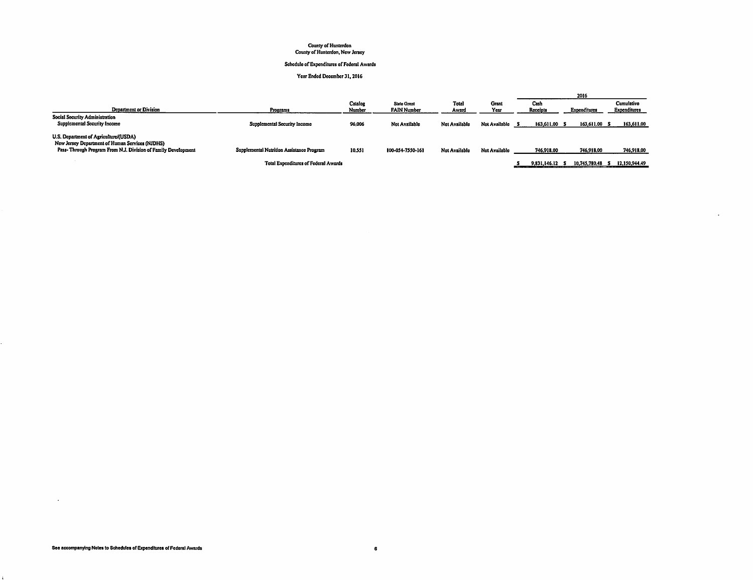County of Hunterdon
County of Hunterdon, New Jersey

Schedule of Expenditures of Federal Awards

Year Ended December 31, 2016

| Department or Division | Programs | Catalog Number | State Grant FAIN Number | Total Award | Grant Year | 2016 Cash Receipts | 2016 Expenditures | Cumulative Expenditures |
|---|---|---|---|---|---|---|---|---|
| **Social Security Administration** | | | | | | | | |
| Supplemental Security Income | Supplemental Security Income | 96.006 | Not Available | Not Available | Not Available | $ 163,611.00 | $ 163,611.00 | $ 163,611.00 |
| **U.S. Department of Agriculture/(USDA)** | | | | | | | | |
| New Jersey Department of Human Services (NJDHS) | | | | | | | | |
| Pass- Through Program From N.J. Division of Family Development | Supplemental Nutrition Assistance Program | 10.551 | 100-054-7550-161 | Not Available | Not Available | 746,918.00 | 746,918.00 | 746,918.00 |
| | Total Expenditures of Federal Awards | | | | | $ 9,831,146.12 | $ 10,745,780.48 | $ 12,150,944.49 |

See accompanying Notes to Schedules of Expenditures of Federal Awards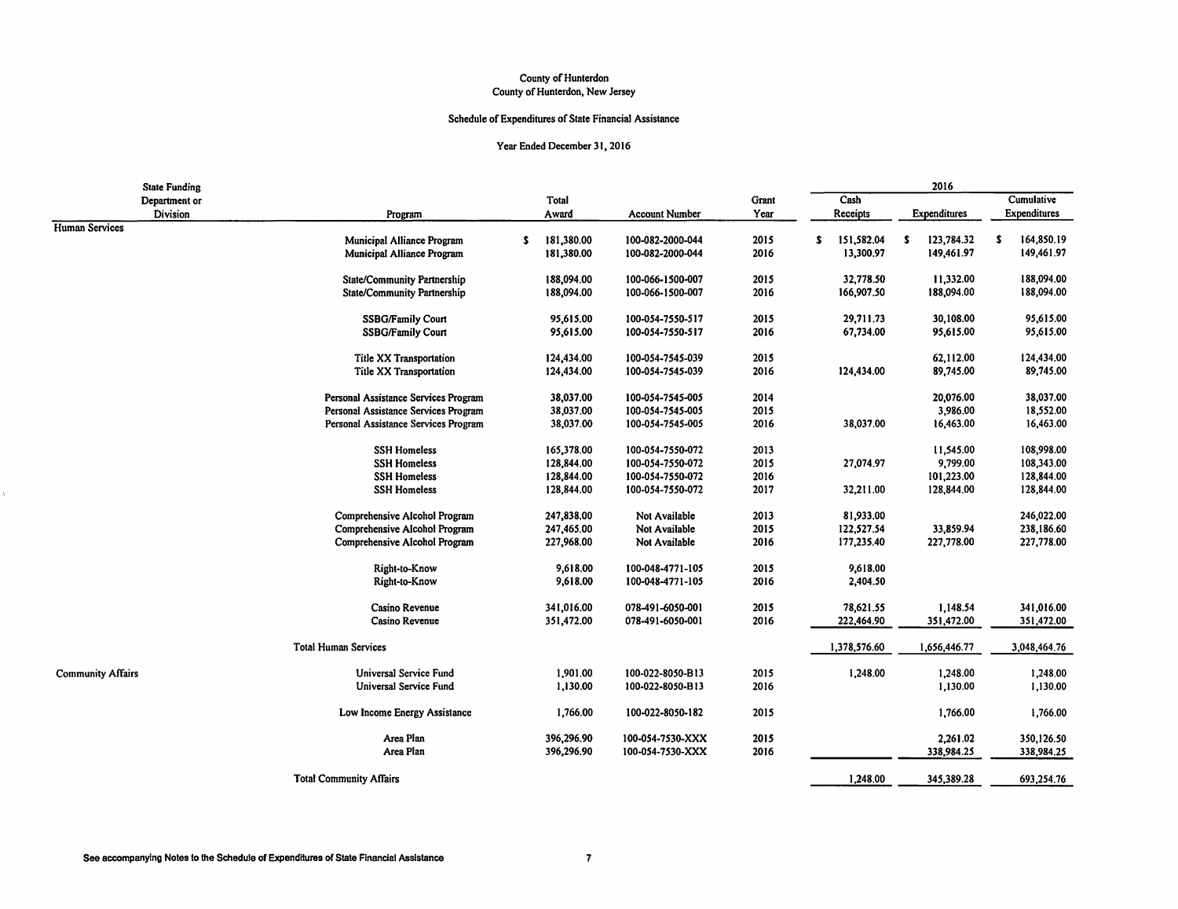County of Hunterdon
County of Hunterdon, New Jersey

Schedule of Expenditures of State Financial Assistance

Year Ended December 31, 2016

| State Funding Department or Division | Program | Total Award | Account Number | Grant Year | 2016 Cash Receipts | 2016 Expenditures | Cumulative Expenditures |
|---|---|---|---|---|---|---|---|
| Human Services | | | | | | | |
| | Municipal Alliance Program | $ 181,380.00 | 100-082-2000-044 | 2015 | $ 151,582.04 | $ 123,784.32 | $ 164,850.19 |
| | Municipal Alliance Program | 181,380.00 | 100-082-2000-044 | 2016 | 13,300.97 | 149,461.97 | 149,461.97 |
| | State/Community Partnership | 188,094.00 | 100-066-1500-007 | 2015 | 32,778.50 | 11,332.00 | 188,094.00 |
| | State/Community Partnership | 188,094.00 | 100-066-1500-007 | 2016 | 166,907.50 | 188,094.00 | 188,094.00 |
| | SSBG/Family Court | 95,615.00 | 100-054-7550-517 | 2015 | 29,711.73 | 30,108.00 | 95,615.00 |
| | SSBG/Family Court | 95,615.00 | 100-054-7550-517 | 2016 | 67,734.00 | 95,615.00 | 95,615.00 |
| | Title XX Transportation | 124,434.00 | 100-054-7545-039 | 2015 | | 62,112.00 | 124,434.00 |
| | Title XX Transportation | 124,434.00 | 100-054-7545-039 | 2016 | 124,434.00 | 89,745.00 | 89,745.00 |
| | Personal Assistance Services Program | 38,037.00 | 100-054-7545-005 | 2014 | | 20,076.00 | 38,037.00 |
| | Personal Assistance Services Program | 38,037.00 | 100-054-7545-005 | 2015 | | 3,986.00 | 18,552.00 |
| | Personal Assistance Services Program | 38,037.00 | 100-054-7545-005 | 2016 | 38,037.00 | 16,463.00 | 16,463.00 |
| | SSH Homeless | 165,378.00 | 100-054-7550-072 | 2013 | | 11,545.00 | 108,998.00 |
| | SSH Homeless | 128,844.00 | 100-054-7550-072 | 2015 | 27,074.97 | 9,799.00 | 108,343.00 |
| | SSH Homeless | 128,844.00 | 100-054-7550-072 | 2016 | | 101,223.00 | 128,844.00 |
| | SSH Homeless | 128,844.00 | 100-054-7550-072 | 2017 | 32,211.00 | 128,844.00 | 128,844.00 |
| | Comprehensive Alcohol Program | 247,838.00 | Not Available | 2013 | 81,933.00 | | 246,022.00 |
| | Comprehensive Alcohol Program | 247,465.00 | Not Available | 2015 | 122,527.54 | 33,859.94 | 238,186.60 |
| | Comprehensive Alcohol Program | 227,968.00 | Not Available | 2016 | 177,235.40 | 227,778.00 | 227,778.00 |
| | Right-to-Know | 9,618.00 | 100-048-4771-105 | 2015 | 9,618.00 | | |
| | Right-to-Know | 9,618.00 | 100-048-4771-105 | 2016 | 2,404.50 | | |
| | Casino Revenue | 341,016.00 | 078-491-6050-001 | 2015 | 78,621.55 | 1,148.54 | 341,016.00 |
| | Casino Revenue | 351,472.00 | 078-491-6050-001 | 2016 | 222,464.90 | 351,472.00 | 351,472.00 |
| | Total Human Services | | | | 1,378,576.60 | 1,656,446.77 | 3,048,464.76 |
| Community Affairs | Universal Service Fund | 1,901.00 | 100-022-8050-B13 | 2015 | 1,248.00 | 1,248.00 | 1,248.00 |
| | Universal Service Fund | 1,130.00 | 100-022-8050-B13 | 2016 | | 1,130.00 | 1,130.00 |
| | Low Income Energy Assistance | 1,766.00 | 100-022-8050-182 | 2015 | | 1,766.00 | 1,766.00 |
| | Area Plan | 396,296.90 | 100-054-7530-XXX | 2015 | | 2,261.02 | 350,126.50 |
| | Area Plan | 396,296.90 | 100-054-7530-XXX | 2016 | | 338,984.25 | 338,984.25 |
| | Total Community Affairs | | | | 1,248.00 | 345,389.28 | 693,254.76 |

See accompanying Notes to the Schedule of Expenditures of State Financial Assistance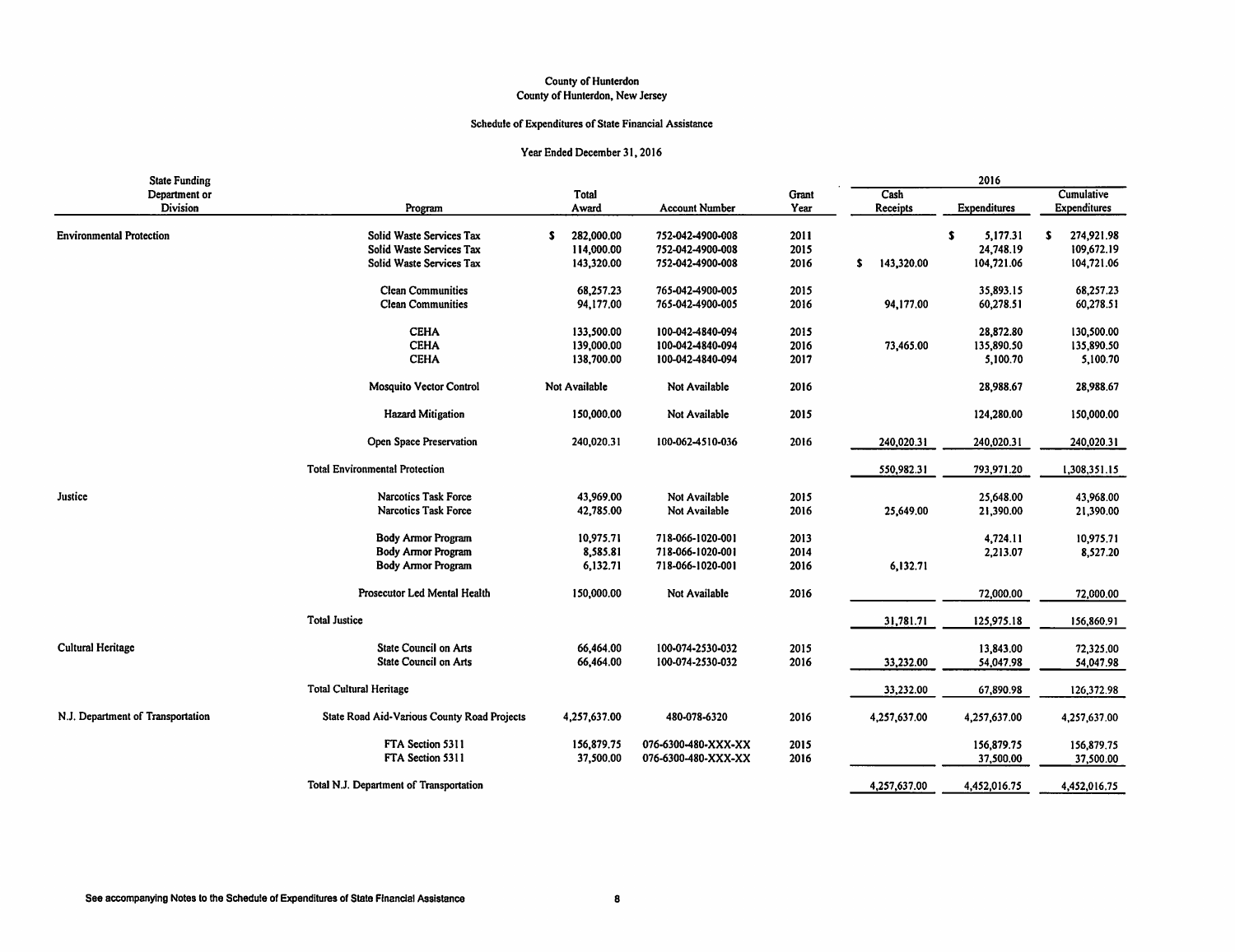County of Hunterdon
County of Hunterdon, New Jersey

Schedule of Expenditures of State Financial Assistance

Year Ended December 31, 2016

| State Funding Department or Division | Program | Total Award | Account Number | Grant Year | 2016 Cash Receipts | 2016 Expenditures | 2016 Cumulative Expenditures |
|---|---|---|---|---|---|---|---|
| Environmental Protection | Solid Waste Services Tax | $ 282,000.00 | 752-042-4900-008 | 2011 | | $ 5,177.31 | $ 274,921.98 |
| | Solid Waste Services Tax | 114,000.00 | 752-042-4900-008 | 2015 | | 24,748.19 | 109,672.19 |
| | Solid Waste Services Tax | 143,320.00 | 752-042-4900-008 | 2016 | $ 143,320.00 | 104,721.06 | 104,721.06 |
| | Clean Communities | 68,257.23 | 765-042-4900-005 | 2015 | | 35,893.15 | 68,257.23 |
| | Clean Communities | 94,177.00 | 765-042-4900-005 | 2016 | 94,177.00 | 60,278.51 | 60,278.51 |
| | CEHA | 133,500.00 | 100-042-4840-094 | 2015 | | 28,872.80 | 130,500.00 |
| | CEHA | 139,000.00 | 100-042-4840-094 | 2016 | 73,465.00 | 135,890.50 | 135,890.50 |
| | CEHA | 138,700.00 | 100-042-4840-094 | 2017 | | 5,100.70 | 5,100.70 |
| | Mosquito Vector Control | Not Available | Not Available | 2016 | | 28,988.67 | 28,988.67 |
| | Hazard Mitigation | 150,000.00 | Not Available | 2015 | | 124,280.00 | 150,000.00 |
| | Open Space Preservation | 240,020.31 | 100-062-4510-036 | 2016 | 240,020.31 | 240,020.31 | 240,020.31 |
| | Total Environmental Protection | | | | 550,982.31 | 793,971.20 | 1,308,351.15 |
| Justice | Narcotics Task Force | 43,969.00 | Not Available | 2015 | | 25,648.00 | 43,968.00 |
| | Narcotics Task Force | 42,785.00 | Not Available | 2016 | 25,649.00 | 21,390.00 | 21,390.00 |
| | Body Armor Program | 10,975.71 | 718-066-1020-001 | 2013 | | 4,724.11 | 10,975.71 |
| | Body Armor Program | 8,585.81 | 718-066-1020-001 | 2014 | | 2,213.07 | 8,527.20 |
| | Body Armor Program | 6,132.71 | 718-066-1020-001 | 2016 | 6,132.71 | | |
| | Prosecutor Led Mental Health | 150,000.00 | Not Available | 2016 | | 72,000.00 | 72,000.00 |
| | Total Justice | | | | 31,781.71 | 125,975.18 | 156,860.91 |
| Cultural Heritage | State Council on Arts | 66,464.00 | 100-074-2530-032 | 2015 | | 13,843.00 | 72,325.00 |
| | State Council on Arts | 66,464.00 | 100-074-2530-032 | 2016 | 33,232.00 | 54,047.98 | 54,047.98 |
| | Total Cultural Heritage | | | | 33,232.00 | 67,890.98 | 126,372.98 |
| N.J. Department of Transportation | State Road Aid-Various County Road Projects | 4,257,637.00 | 480-078-6320 | 2016 | 4,257,637.00 | 4,257,637.00 | 4,257,637.00 |
| | FTA Section 5311 | 156,879.75 | 076-6300-480-XXX-XX | 2015 | | 156,879.75 | 156,879.75 |
| | FTA Section 5311 | 37,500.00 | 076-6300-480-XXX-XX | 2016 | | 37,500.00 | 37,500.00 |
| | Total N.J. Department of Transportation | | | | 4,257,637.00 | 4,452,016.75 | 4,452,016.75 |

See accompanying Notes to the Schedule of Expenditures of State Financial Assistance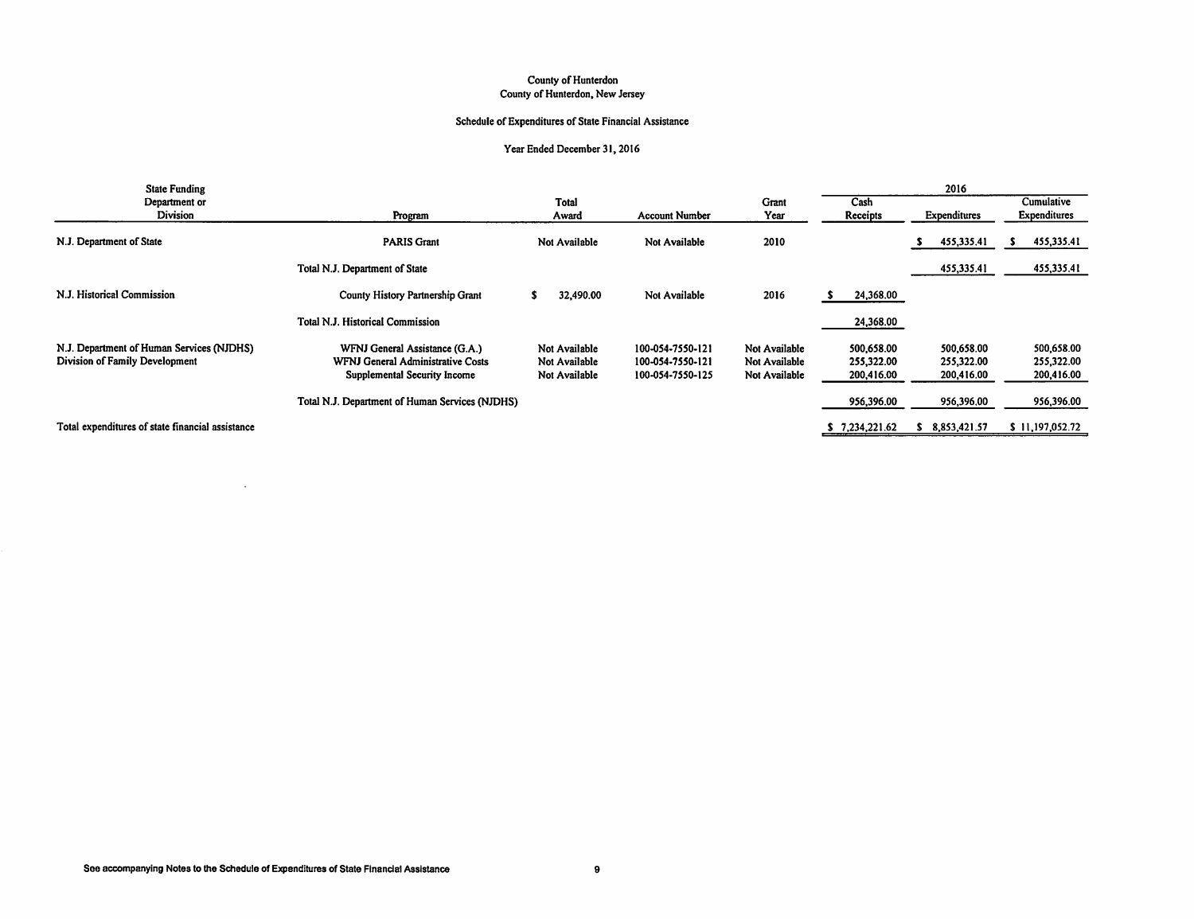County of Hunterdon
County of Hunterdon, New Jersey

Schedule of Expenditures of State Financial Assistance

Year Ended December 31, 2016

| State Funding Department or Division | Program | Total Award | Account Number | Grant Year | 2016 Cash Receipts | 2016 Expenditures | 2016 Cumulative Expenditures |
|---|---|---|---|---|---|---|---|
| N.J. Department of State | PARIS Grant | Not Available | Not Available | 2010 | | $ 455,335.41 | $ 455,335.41 |
| | Total N.J. Department of State | | | | | 455,335.41 | 455,335.41 |
| N.J. Historical Commission | County History Partnership Grant | $ 32,490.00 | Not Available | 2016 | $ 24,368.00 | | |
| | Total N.J. Historical Commission | | | | 24,368.00 | | |
| N.J. Department of Human Services (NJDHS) Division of Family Development | WFNJ General Assistance (G.A.) | Not Available | 100-054-7550-121 | Not Available | 500,658.00 | 500,658.00 | 500,658.00 |
| | WFNJ General Administrative Costs | Not Available | 100-054-7550-121 | Not Available | 255,322.00 | 255,322.00 | 255,322.00 |
| | Supplemental Security Income | Not Available | 100-054-7550-125 | Not Available | 200,416.00 | 200,416.00 | 200,416.00 |
| | Total N.J. Department of Human Services (NJDHS) | | | | 956,396.00 | 956,396.00 | 956,396.00 |
| Total expenditures of state financial assistance | | | | | $ 7,234,221.62 | $ 8,853,421.57 | $ 11,197,052.72 |

See accompanying Notes to the Schedule of Expenditures of State Financial Assistance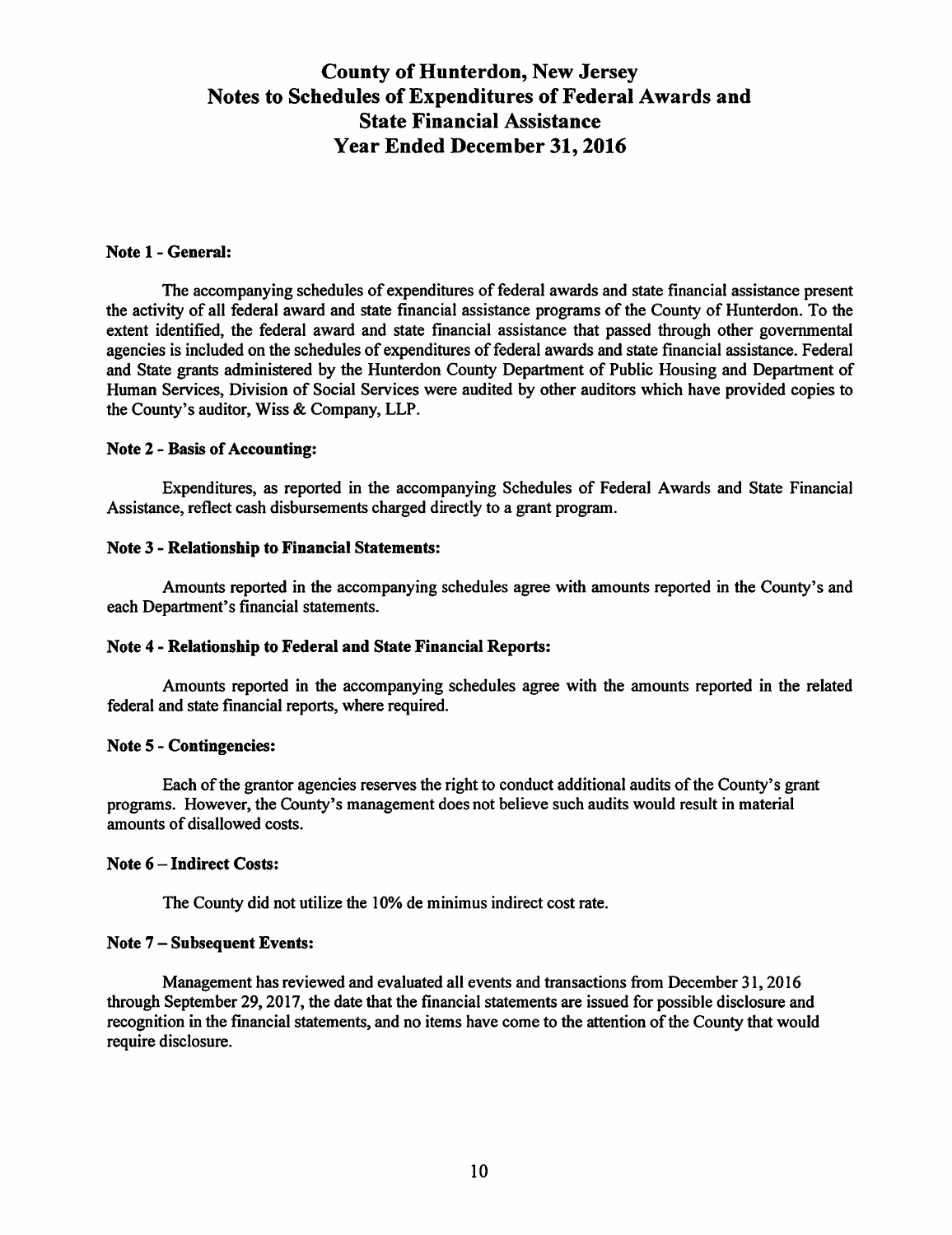# County of Hunterdon, New Jersey
# Notes to Schedules of Expenditures of Federal Awards and State Financial Assistance
# Year Ended December 31, 2016

**Note 1 - General:**

The accompanying schedules of expenditures of federal awards and state financial assistance present the activity of all federal award and state financial assistance programs of the County of Hunterdon. To the extent identified, the federal award and state financial assistance that passed through other governmental agencies is included on the schedules of expenditures of federal awards and state financial assistance. Federal and State grants administered by the Hunterdon County Department of Public Housing and Department of Human Services, Division of Social Services were audited by other auditors which have provided copies to the County's auditor, Wiss & Company, LLP.

**Note 2 - Basis of Accounting:**

Expenditures, as reported in the accompanying Schedules of Federal Awards and State Financial Assistance, reflect cash disbursements charged directly to a grant program.

**Note 3 - Relationship to Financial Statements:**

Amounts reported in the accompanying schedules agree with amounts reported in the County's and each Department's financial statements.

**Note 4 - Relationship to Federal and State Financial Reports:**

Amounts reported in the accompanying schedules agree with the amounts reported in the related federal and state financial reports, where required.

**Note 5 - Contingencies:**

Each of the grantor agencies reserves the right to conduct additional audits of the County's grant programs. However, the County's management does not believe such audits would result in material amounts of disallowed costs.

**Note 6 – Indirect Costs:**

The County did not utilize the 10% de minimus indirect cost rate.

**Note 7 – Subsequent Events:**

Management has reviewed and evaluated all events and transactions from December 31, 2016 through September 29, 2017, the date that the financial statements are issued for possible disclosure and recognition in the financial statements, and no items have come to the attention of the County that would require disclosure.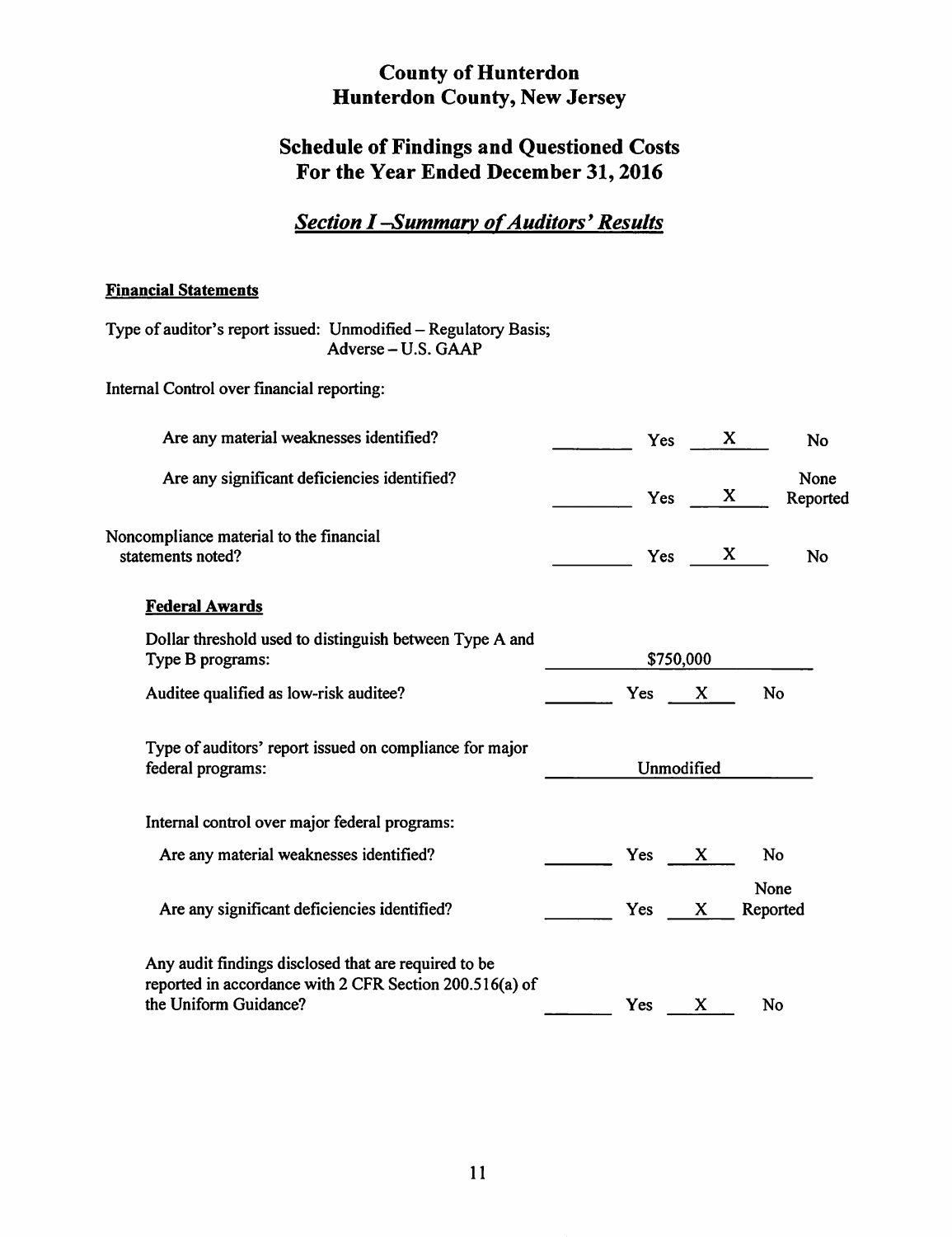# County of Hunterdon
# Hunterdon County, New Jersey

## Schedule of Findings and Questioned Costs
## For the Year Ended December 31, 2016

### ***Section I –Summary of Auditors' Results***

**Financial Statements**

Type of auditor's report issued: Unmodified – Regulatory Basis;
Adverse – U.S. GAAP

Internal Control over financial reporting:

| | | | | |
|---|---|---|---|---|
| Are any material weaknesses identified? | ______ | Yes | X | No |
| Are any significant deficiencies identified? | ______ | Yes | X | None Reported |
| Noncompliance material to the financial statements noted? | ______ | Yes | X | No |

**Federal Awards**

| | | | | |
|---|---|---|---|---|
| Dollar threshold used to distinguish between Type A and Type B programs: | $750,000 | | | |
| Auditee qualified as low-risk auditee? | ______ | Yes | X | No |
| Type of auditors' report issued on compliance for major federal programs: | Unmodified | | | |

Internal control over major federal programs:

| | | | | |
|---|---|---|---|---|
| Are any material weaknesses identified? | ______ | Yes | X | No |
| Are any significant deficiencies identified? | ______ | Yes | X | None Reported |
| Any audit findings disclosed that are required to be reported in accordance with 2 CFR Section 200.516(a) of the Uniform Guidance? | ______ | Yes | X | No |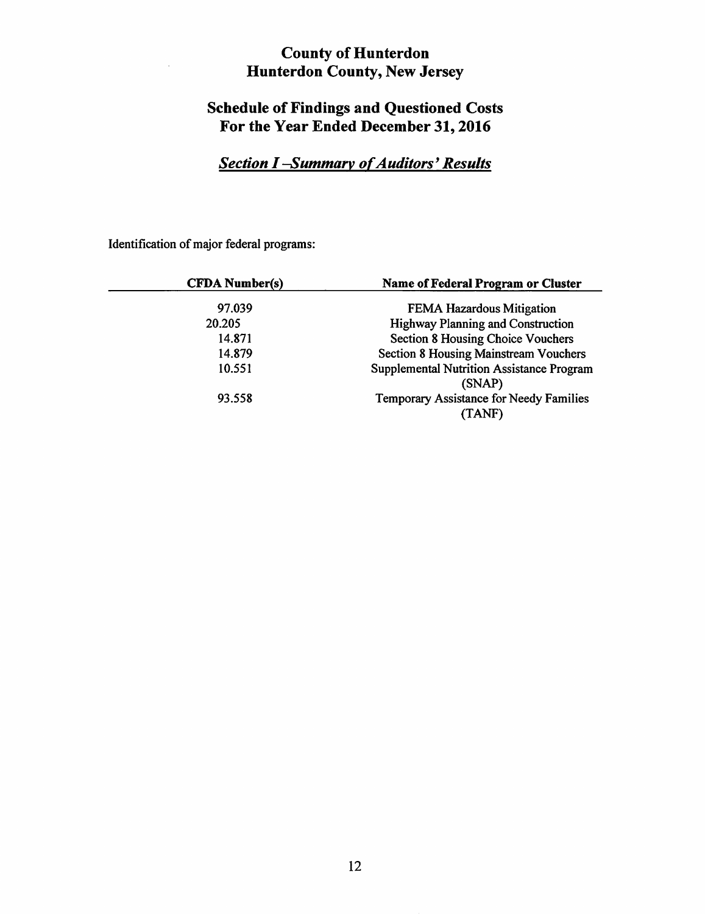# County of Hunterdon
# Hunterdon County, New Jersey

## Schedule of Findings and Questioned Costs
## For the Year Ended December 31, 2016

### *Section I –Summary of Auditors' Results*

Identification of major federal programs:

| CFDA Number(s) | Name of Federal Program or Cluster |
|---|---|
| 97.039 | FEMA Hazardous Mitigation |
| 20.205 | Highway Planning and Construction |
| 14.871 | Section 8 Housing Choice Vouchers |
| 14.879 | Section 8 Housing Mainstream Vouchers |
| 10.551 | Supplemental Nutrition Assistance Program (SNAP) |
| 93.558 | Temporary Assistance for Needy Families (TANF) |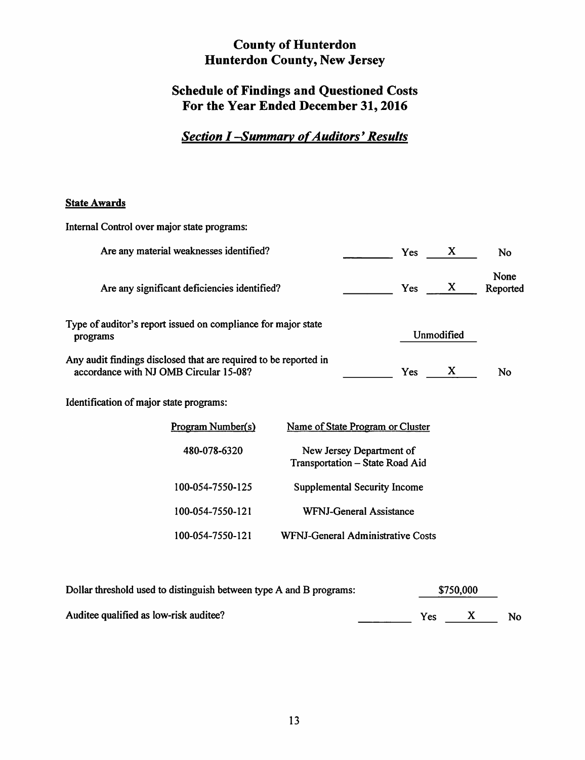# County of Hunterdon
# Hunterdon County, New Jersey

## Schedule of Findings and Questioned Costs
## For the Year Ended December 31, 2016

### *Section I – Summary of Auditors' Results*

**State Awards**

Internal Control over major state programs:

| | | | | |
|---|---|---|---|---|
| Are any material weaknesses identified? | ________ | Yes | X | No |
| Are any significant deficiencies identified? | ________ | Yes | X | None Reported |
| Type of auditor's report issued on compliance for major state programs | | Unmodified | | |
| Any audit findings disclosed that are required to be reported in accordance with NJ OMB Circular 15-08? | ________ | Yes | X | No |

Identification of major state programs:

| Program Number(s) | Name of State Program or Cluster |
|---|---|
| 480-078-6320 | New Jersey Department of Transportation – State Road Aid |
| 100-054-7550-125 | Supplemental Security Income |
| 100-054-7550-121 | WFNJ-General Assistance |
| 100-054-7550-121 | WFNJ-General Administrative Costs |

| | | | | |
|---|---|---|---|---|
| Dollar threshold used to distinguish between type A and B programs: | | $750,000 | | |
| Auditee qualified as low-risk auditee? | ________ | Yes | X | No |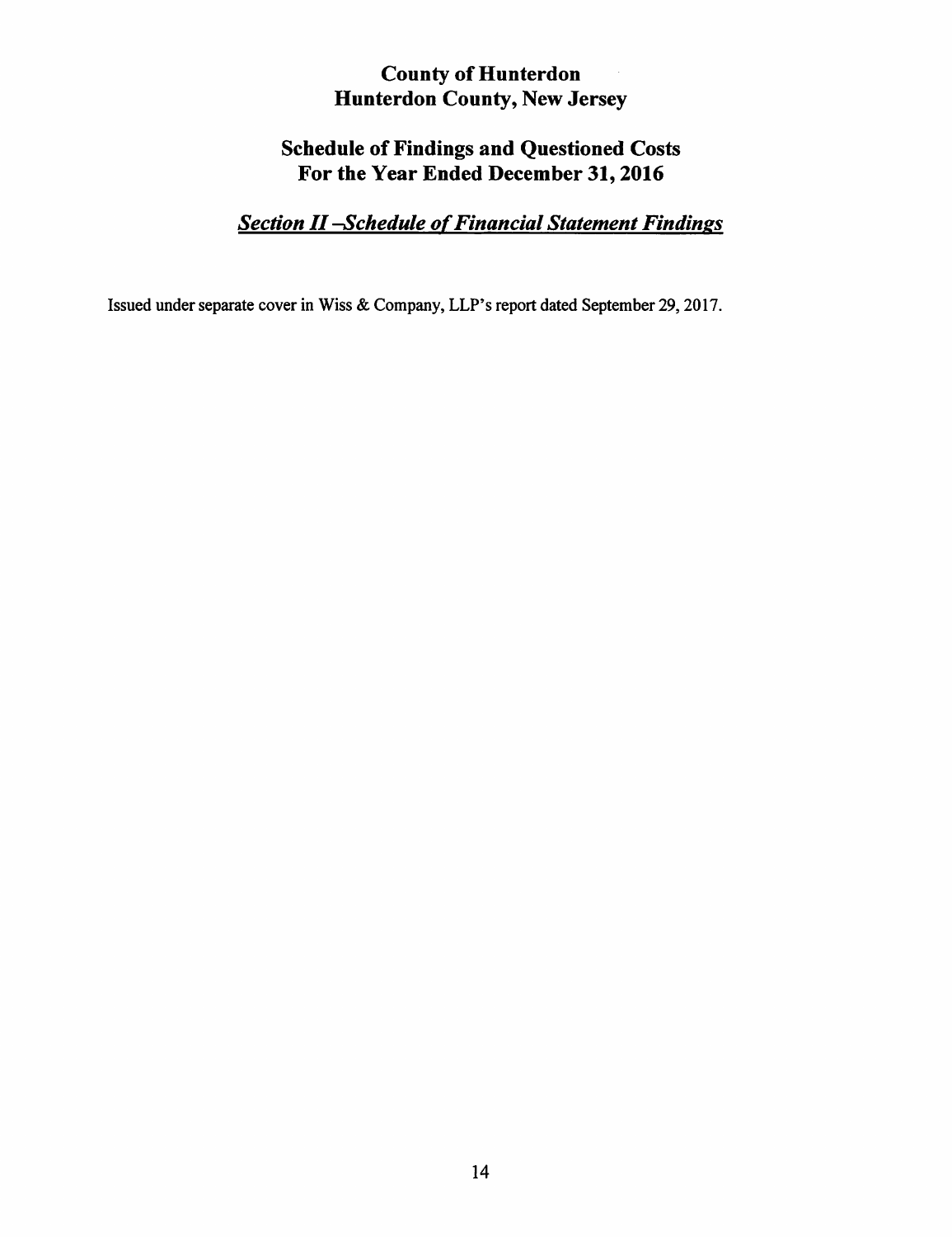# County of Hunterdon
# Hunterdon County, New Jersey

## Schedule of Findings and Questioned Costs
## For the Year Ended December 31, 2016

### ***Section II –Schedule of Financial Statement Findings***

Issued under separate cover in Wiss & Company, LLP's report dated September 29, 2017.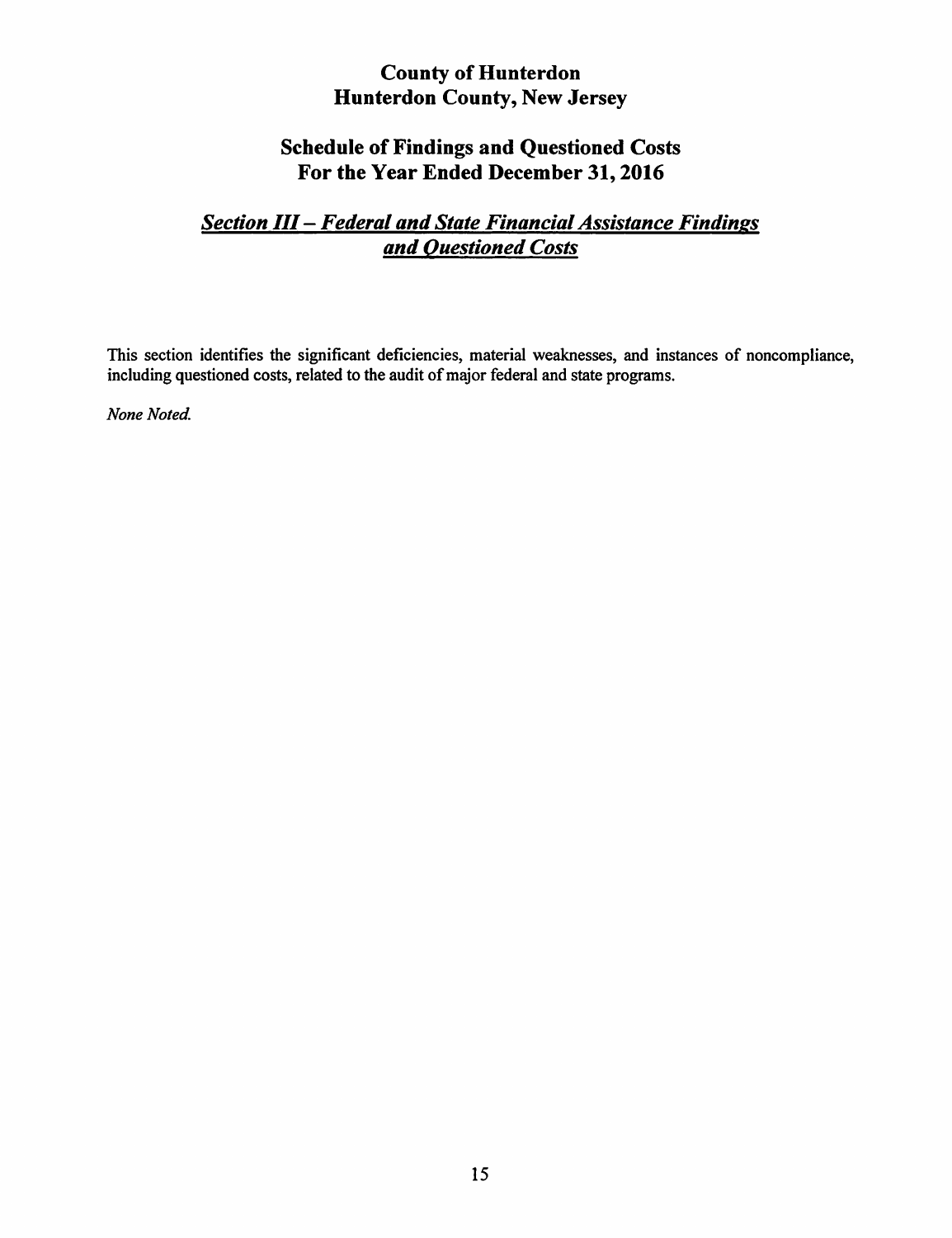# County of Hunterdon
# Hunterdon County, New Jersey

## Schedule of Findings and Questioned Costs
## For the Year Ended December 31, 2016

### *Section III – Federal and State Financial Assistance Findings and Questioned Costs*

This section identifies the significant deficiencies, material weaknesses, and instances of noncompliance, including questioned costs, related to the audit of major federal and state programs.

*None Noted.*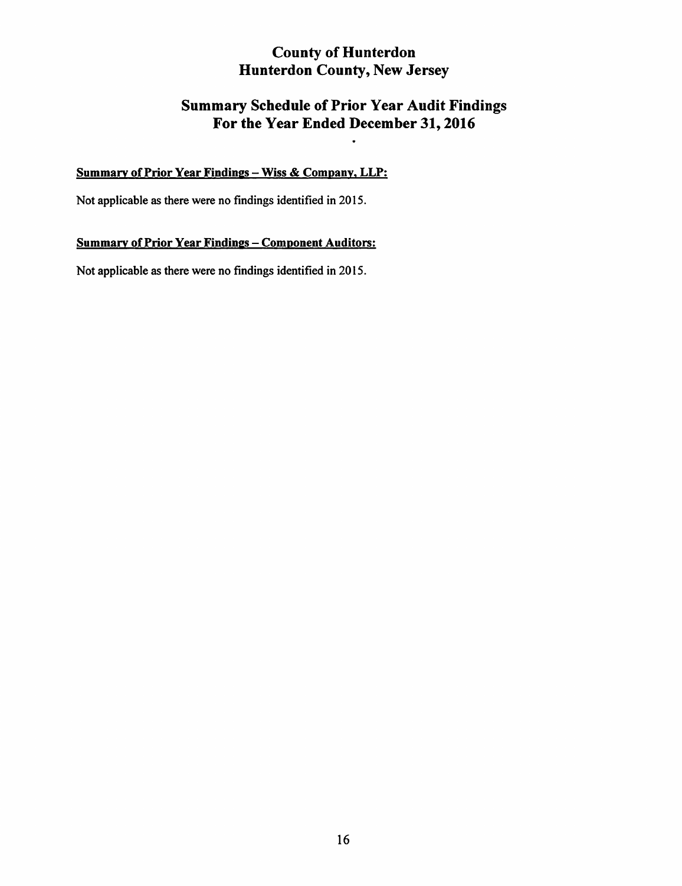# County of Hunterdon
# Hunterdon County, New Jersey

## Summary Schedule of Prior Year Audit Findings
## For the Year Ended December 31, 2016

**Summary of Prior Year Findings – Wiss & Company, LLP:**

Not applicable as there were no findings identified in 2015.

**Summary of Prior Year Findings – Component Auditors:**

Not applicable as there were no findings identified in 2015.